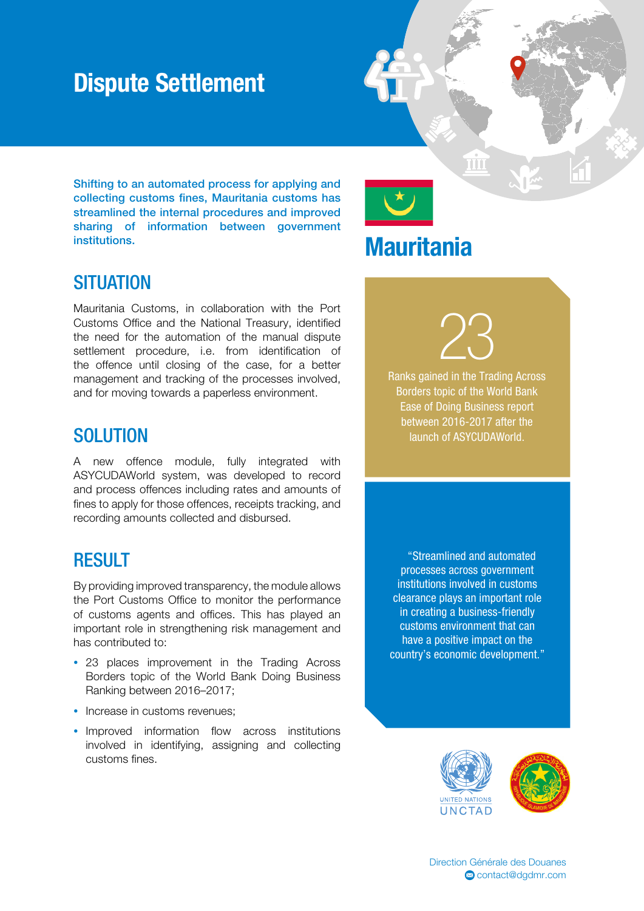# Dispute Settlement

**Shifting to an automated process for applying and collecting customs fines, Mauritania customs has streamlined the internal procedures and improved sharing of information between government institutions.**

## Mauritania

23

Ranks gained in the Trading Across Borders topic of the World Bank Ease of Doing Business report between 2016-2017 after the launch of ASYCUDAWorld.

## SITUATION

Mauritania Customs, in collaboration with the Port Customs Office and the National Treasury, identified the need for the automation of the manual dispute settlement procedure, i.e. from identification of the offence until closing of the case, for a better management and tracking of the processes involved, and for moving towards a paperless environment.

## SOLUTION

A new offence module, fully integrated with ASYCUDAWorld system, was developed to record and process offences including rates and amounts of fines to apply for those offences, receipts tracking, and recording amounts collected and disbursed.

## RESULT

By providing improved transparency, the module allows the Port Customs Office to monitor the performance of customs agents and offices. This has played an important role in strengthening risk management and has contributed to:

- 23 places improvement in the Trading Across Borders topic of the World Bank Doing Business Ranking between 2016–2017;
- Increase in customs revenues;
- Improved information flow across institutions involved in identifying, assigning and collecting customs fines.

"Streamlined and automated processes across government institutions involved in customs clearance plays an important role in creating a business-friendly customs environment that can have a positive impact on the country's economic development."

UNITED NATIONS
UNCTAD

Direction Générale des Douanes
contact@dgdmr.com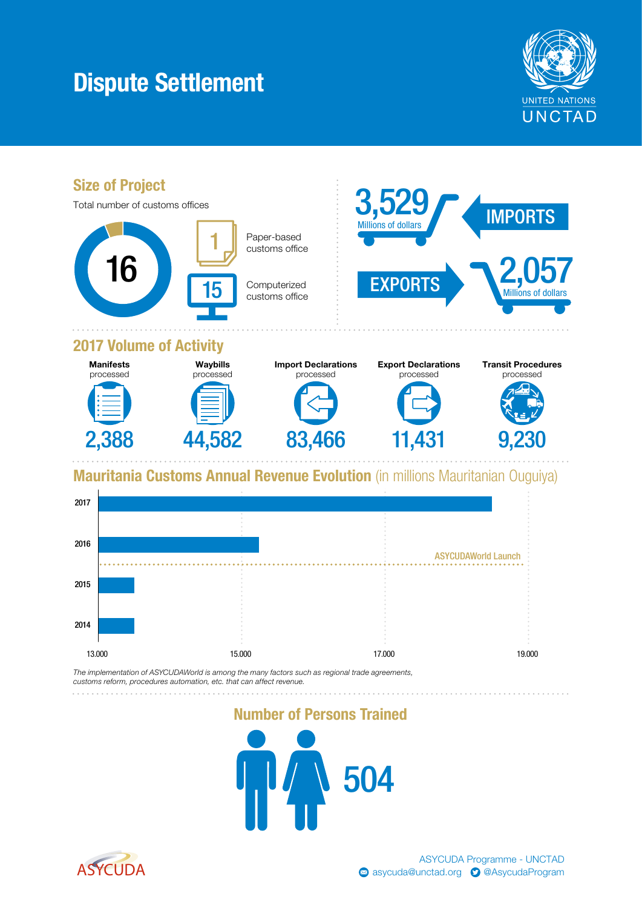# Dispute Settlement

UNITED NATIONS
UNCTAD

## Size of Project

Total number of customs offices

16

1 Paper-based customs office

15 Computerized customs office

3,529 Millions of dollars — IMPORTS

EXPORTS — 2,057 Millions of dollars

## 2017 Volume of Activity

**Manifests** processed
2,388

**Waybills** processed
44,582

**Import Declarations** processed
83,466

**Export Declarations** processed
11,431

**Transit Procedures** processed
9,230

## Mauritania Customs Annual Revenue Evolution (in millions Mauritanian Ouguiya)

2017
2016
2015
2014

ASYCUDAWorld Launch

13.000
15.000
17.000
19.000

*The implementation of ASYCUDAWorld is among the many factors such as regional trade agreements, customs reform, procedures automation, etc. that can affect revenue.*

## Number of Persons Trained

504

ASYCUDA

ASYCUDA Programme - UNCTAD
asycuda@unctad.org @AsycudaProgram